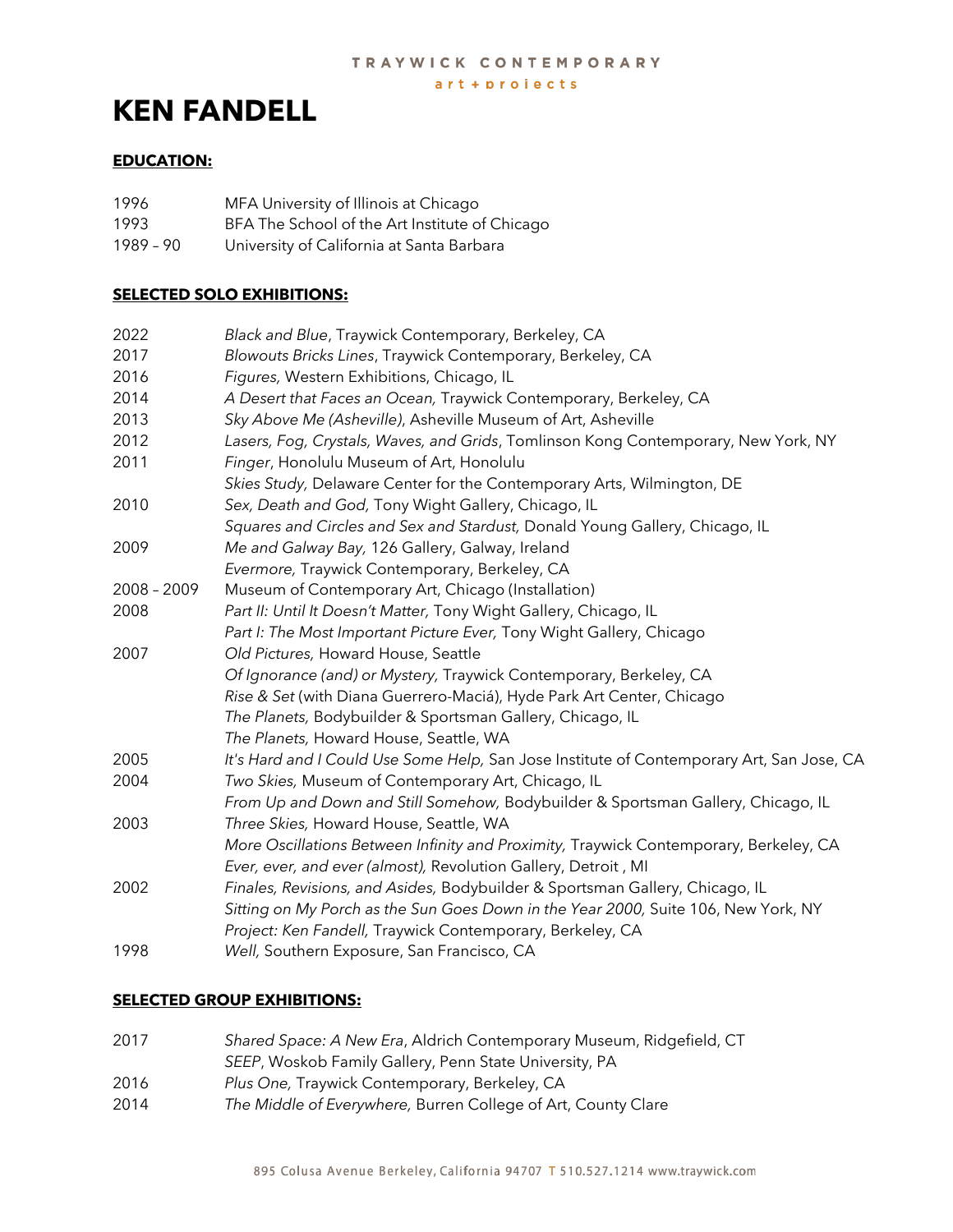TRAYWICK CONTEMPORARY

art + projects

# KEN FANDELL

## EDUCATION:

| | |
|---|---|
| 1996 | MFA University of Illinois at Chicago |
| 1993 | BFA The School of the Art Institute of Chicago |
| 1989 – 90 | University of California at Santa Barbara |

## SELECTED SOLO EXHIBITIONS:

| | |
|---|---|
| 2022 | *Black and Blue*, Traywick Contemporary, Berkeley, CA |
| 2017 | *Blowouts Bricks Lines*, Traywick Contemporary, Berkeley, CA |
| 2016 | *Figures,* Western Exhibitions, Chicago, IL |
| 2014 | *A Desert that Faces an Ocean,* Traywick Contemporary, Berkeley, CA |
| 2013 | *Sky Above Me (Asheville)*, Asheville Museum of Art, Asheville |
| 2012 | *Lasers, Fog, Crystals, Waves, and Grids*, Tomlinson Kong Contemporary, New York, NY |
| 2011 | *Finger*, Honolulu Museum of Art, Honolulu |
| | *Skies Study,* Delaware Center for the Contemporary Arts, Wilmington, DE |
| 2010 | *Sex, Death and God,* Tony Wight Gallery, Chicago, IL |
| | *Squares and Circles and Sex and Stardust,* Donald Young Gallery, Chicago, IL |
| 2009 | *Me and Galway Bay,* 126 Gallery, Galway, Ireland |
| | *Evermore,* Traywick Contemporary, Berkeley, CA |
| 2008 – 2009 | Museum of Contemporary Art, Chicago (Installation) |
| 2008 | *Part II: Until It Doesn't Matter,* Tony Wight Gallery, Chicago, IL |
| | *Part I: The Most Important Picture Ever,* Tony Wight Gallery, Chicago |
| 2007 | *Old Pictures,* Howard House, Seattle |
| | *Of Ignorance (and) or Mystery,* Traywick Contemporary, Berkeley, CA |
| | *Rise & Set* (with Diana Guerrero-Maciá), Hyde Park Art Center, Chicago |
| | *The Planets,* Bodybuilder & Sportsman Gallery, Chicago, IL |
| | *The Planets,* Howard House, Seattle, WA |
| 2005 | *It's Hard and I Could Use Some Help,* San Jose Institute of Contemporary Art, San Jose, CA |
| 2004 | *Two Skies,* Museum of Contemporary Art, Chicago, IL |
| | *From Up and Down and Still Somehow,* Bodybuilder & Sportsman Gallery, Chicago, IL |
| 2003 | *Three Skies,* Howard House, Seattle, WA |
| | *More Oscillations Between Infinity and Proximity,* Traywick Contemporary, Berkeley, CA |
| | *Ever, ever, and ever (almost),* Revolution Gallery, Detroit , MI |
| 2002 | *Finales, Revisions, and Asides,* Bodybuilder & Sportsman Gallery, Chicago, IL |
| | *Sitting on My Porch as the Sun Goes Down in the Year 2000,* Suite 106, New York, NY |
| | *Project: Ken Fandell,* Traywick Contemporary, Berkeley, CA |
| 1998 | *Well,* Southern Exposure, San Francisco, CA |

## SELECTED GROUP EXHIBITIONS:

| | |
|---|---|
| 2017 | *Shared Space: A New Era*, Aldrich Contemporary Museum, Ridgefield, CT |
| | *SEEP*, Woskob Family Gallery, Penn State University, PA |
| 2016 | *Plus One,* Traywick Contemporary, Berkeley, CA |
| 2014 | *The Middle of Everywhere,* Burren College of Art, County Clare |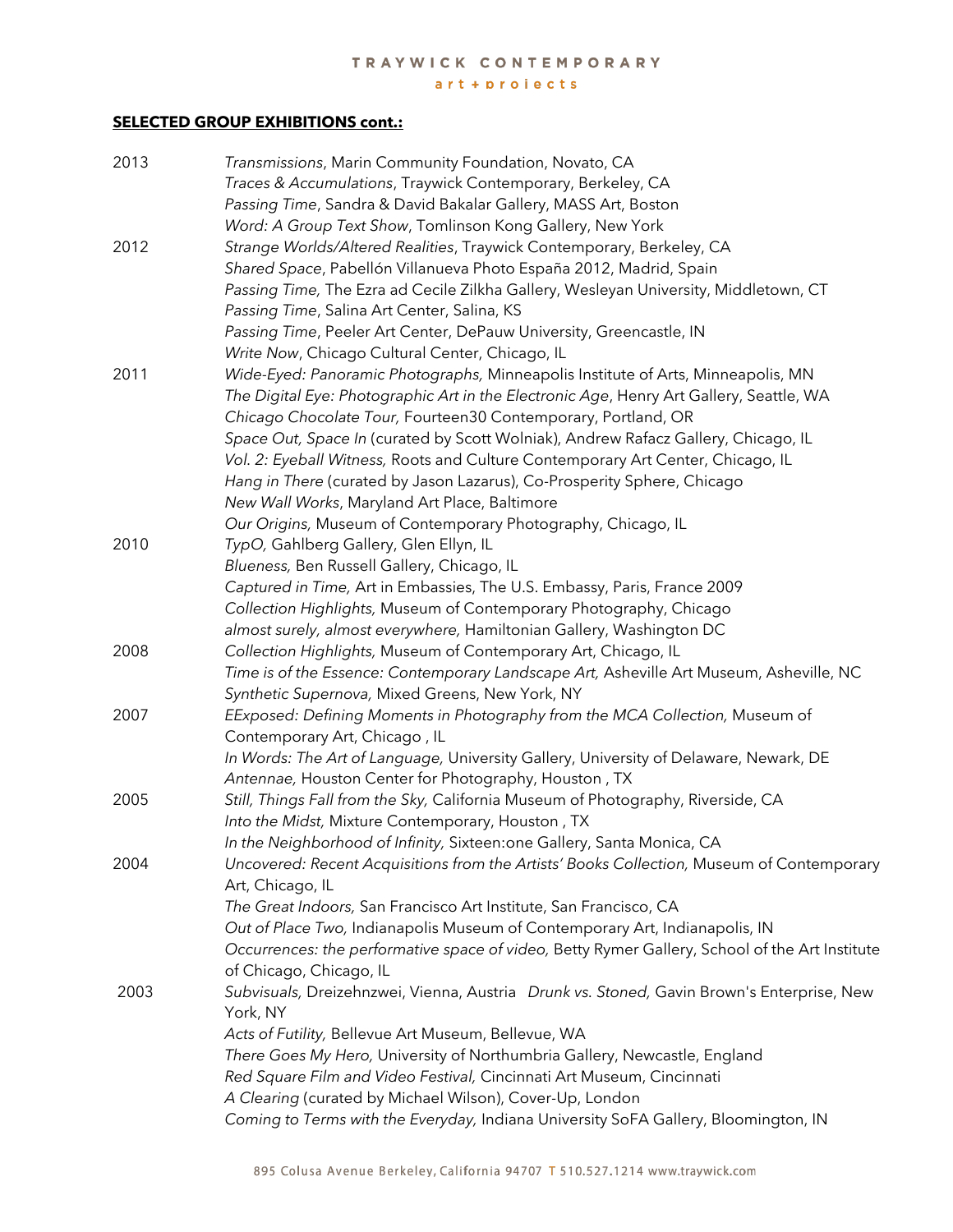**SELECTED GROUP EXHIBITIONS cont.:**

2013 *Transmissions*, Marin Community Foundation, Novato, CA
*Traces & Accumulations*, Traywick Contemporary, Berkeley, CA
*Passing Time*, Sandra & David Bakalar Gallery, MASS Art, Boston
*Word: A Group Text Show*, Tomlinson Kong Gallery, New York

2012 *Strange Worlds/Altered Realities*, Traywick Contemporary, Berkeley, CA
*Shared Space*, Pabellón Villanueva Photo España 2012, Madrid, Spain
*Passing Time,* The Ezra ad Cecile Zilkha Gallery, Wesleyan University, Middletown, CT
*Passing Time*, Salina Art Center, Salina, KS
*Passing Time*, Peeler Art Center, DePauw University, Greencastle, IN
*Write Now*, Chicago Cultural Center, Chicago, IL

2011 *Wide-Eyed: Panoramic Photographs,* Minneapolis Institute of Arts, Minneapolis, MN
*The Digital Eye: Photographic Art in the Electronic Age*, Henry Art Gallery, Seattle, WA
*Chicago Chocolate Tour,* Fourteen30 Contemporary, Portland, OR
*Space Out, Space In* (curated by Scott Wolniak), Andrew Rafacz Gallery, Chicago, IL
*Vol. 2: Eyeball Witness,* Roots and Culture Contemporary Art Center, Chicago, IL
*Hang in There* (curated by Jason Lazarus), Co-Prosperity Sphere, Chicago
*New Wall Works*, Maryland Art Place, Baltimore
*Our Origins,* Museum of Contemporary Photography, Chicago, IL

2010 *TypO,* Gahlberg Gallery, Glen Ellyn, IL
*Blueness,* Ben Russell Gallery, Chicago, IL
*Captured in Time,* Art in Embassies, The U.S. Embassy, Paris, France 2009
*Collection Highlights,* Museum of Contemporary Photography, Chicago
*almost surely, almost everywhere,* Hamiltonian Gallery, Washington DC

2008 *Collection Highlights,* Museum of Contemporary Art, Chicago, IL
*Time is of the Essence: Contemporary Landscape Art,* Asheville Art Museum, Asheville, NC
*Synthetic Supernova,* Mixed Greens, New York, NY

2007 *EExposed: Defining Moments in Photography from the MCA Collection,* Museum of Contemporary Art, Chicago , IL
*In Words: The Art of Language,* University Gallery, University of Delaware, Newark, DE
*Antennae,* Houston Center for Photography, Houston , TX

2005 *Still, Things Fall from the Sky,* California Museum of Photography, Riverside, CA
*Into the Midst,* Mixture Contemporary, Houston , TX
*In the Neighborhood of Infinity,* Sixteen:one Gallery, Santa Monica, CA

2004 *Uncovered: Recent Acquisitions from the Artists' Books Collection,* Museum of Contemporary Art, Chicago, IL
*The Great Indoors,* San Francisco Art Institute, San Francisco, CA
*Out of Place Two,* Indianapolis Museum of Contemporary Art, Indianapolis, IN
*Occurrences: the performative space of video,* Betty Rymer Gallery, School of the Art Institute of Chicago, Chicago, IL

2003 *Subvisuals,* Dreizehnzwei, Vienna, Austria *Drunk vs. Stoned,* Gavin Brown's Enterprise, New York, NY
*Acts of Futility,* Bellevue Art Museum, Bellevue, WA
*There Goes My Hero,* University of Northumbria Gallery, Newcastle, England
*Red Square Film and Video Festival,* Cincinnati Art Museum, Cincinnati
*A Clearing* (curated by Michael Wilson), Cover-Up, London
*Coming to Terms with the Everyday,* Indiana University SoFA Gallery, Bloomington, IN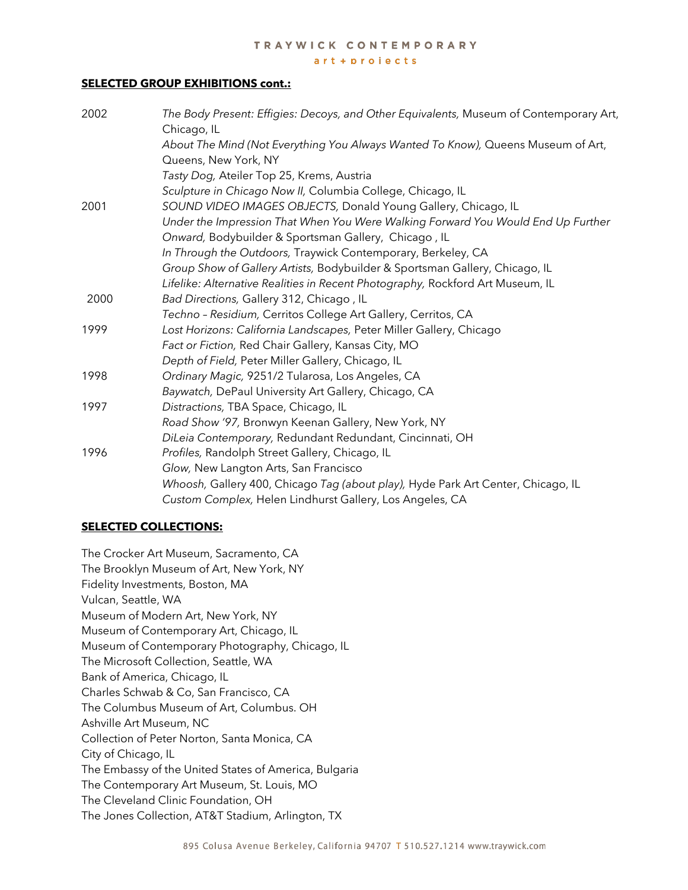**SELECTED GROUP EXHIBITIONS cont.:**

| | |
|---|---|
| 2002 | *The Body Present: Effigies: Decoys, and Other Equivalents,* Museum of Contemporary Art, Chicago, IL |
| | *About The Mind (Not Everything You Always Wanted To Know),* Queens Museum of Art, Queens, New York, NY |
| | *Tasty Dog,* Ateiler Top 25, Krems, Austria |
| | *Sculpture in Chicago Now II,* Columbia College, Chicago, IL |
| 2001 | *SOUND VIDEO IMAGES OBJECTS,* Donald Young Gallery, Chicago, IL |
| | *Under the Impression That When You Were Walking Forward You Would End Up Further Onward,* Bodybuilder & Sportsman Gallery, Chicago , IL |
| | *In Through the Outdoors,* Traywick Contemporary, Berkeley, CA |
| | *Group Show of Gallery Artists,* Bodybuilder & Sportsman Gallery, Chicago, IL |
| | *Lifelike: Alternative Realities in Recent Photography,* Rockford Art Museum, IL |
| 2000 | *Bad Directions,* Gallery 312, Chicago , IL |
| | *Techno – Residium,* Cerritos College Art Gallery, Cerritos, CA |
| 1999 | *Lost Horizons: California Landscapes,* Peter Miller Gallery, Chicago |
| | *Fact or Fiction,* Red Chair Gallery, Kansas City, MO |
| | *Depth of Field,* Peter Miller Gallery, Chicago, IL |
| 1998 | *Ordinary Magic,* 9251/2 Tularosa, Los Angeles, CA |
| | *Baywatch,* DePaul University Art Gallery, Chicago, CA |
| 1997 | *Distractions,* TBA Space, Chicago, IL |
| | *Road Show '97,* Bronwyn Keenan Gallery, New York, NY |
| | *DiLeia Contemporary,* Redundant Redundant, Cincinnati, OH |
| 1996 | *Profiles,* Randolph Street Gallery, Chicago, IL |
| | *Glow,* New Langton Arts, San Francisco |
| | *Whoosh,* Gallery 400, Chicago *Tag (about play),* Hyde Park Art Center, Chicago, IL |
| | *Custom Complex,* Helen Lindhurst Gallery, Los Angeles, CA |

**SELECTED COLLECTIONS:**

The Crocker Art Museum, Sacramento, CA
The Brooklyn Museum of Art, New York, NY
Fidelity Investments, Boston, MA
Vulcan, Seattle, WA
Museum of Modern Art, New York, NY
Museum of Contemporary Art, Chicago, IL
Museum of Contemporary Photography, Chicago, IL
The Microsoft Collection, Seattle, WA
Bank of America, Chicago, IL
Charles Schwab & Co, San Francisco, CA
The Columbus Museum of Art, Columbus. OH
Ashville Art Museum, NC
Collection of Peter Norton, Santa Monica, CA
City of Chicago, IL
The Embassy of the United States of America, Bulgaria
The Contemporary Art Museum, St. Louis, MO
The Cleveland Clinic Foundation, OH
The Jones Collection, AT&T Stadium, Arlington, TX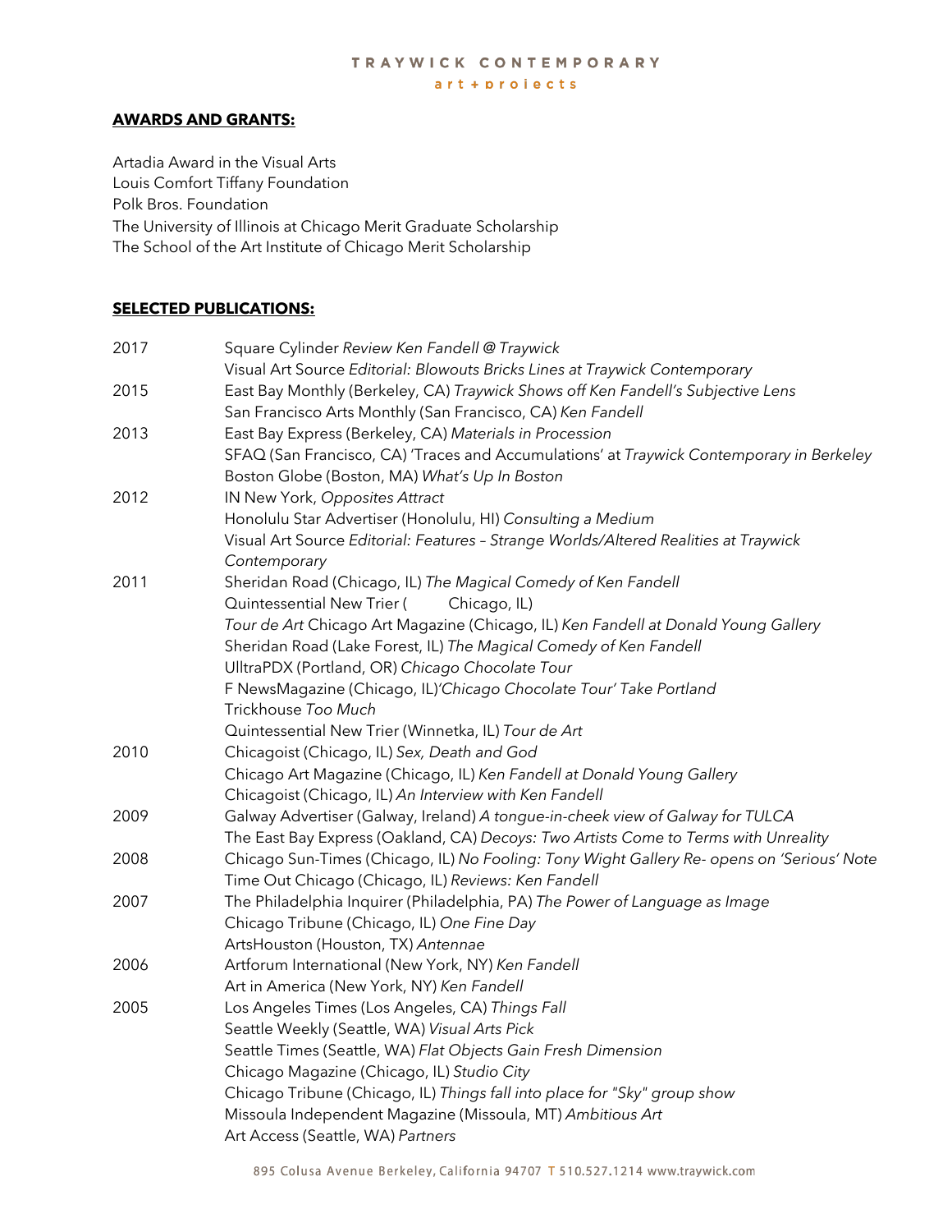## AWARDS AND GRANTS:

Artadia Award in the Visual Arts
Louis Comfort Tiffany Foundation
Polk Bros. Foundation
The University of Illinois at Chicago Merit Graduate Scholarship
The School of the Art Institute of Chicago Merit Scholarship

## SELECTED PUBLICATIONS:

2017
Square Cylinder *Review Ken Fandell @ Traywick*
Visual Art Source *Editorial: Blowouts Bricks Lines at Traywick Contemporary*

2015
East Bay Monthly (Berkeley, CA) *Traywick Shows off Ken Fandell's Subjective Lens*
San Francisco Arts Monthly (San Francisco, CA) *Ken Fandell*

2013
East Bay Express (Berkeley, CA) *Materials in Procession*
SFAQ (San Francisco, CA) 'Traces and Accumulations' at *Traywick Contemporary in Berkeley*
Boston Globe (Boston, MA) *What's Up In Boston*

2012
IN New York, *Opposites Attract*
Honolulu Star Advertiser (Honolulu, HI) *Consulting a Medium*
Visual Art Source *Editorial: Features – Strange Worlds/Altered Realities at Traywick Contemporary*

2011
Sheridan Road (Chicago, IL) *The Magical Comedy of Ken Fandell*
Quintessential New Trier ( Chicago, IL)
*Tour de Art* Chicago Art Magazine (Chicago, IL) *Ken Fandell at Donald Young Gallery*
Sheridan Road (Lake Forest, IL) *The Magical Comedy of Ken Fandell*
UlltraPDX (Portland, OR) *Chicago Chocolate Tour*
F NewsMagazine (Chicago, IL)*'Chicago Chocolate Tour' Take Portland*
Trickhouse *Too Much*
Quintessential New Trier (Winnetka, IL) *Tour de Art*

2010
Chicagoist (Chicago, IL) *Sex, Death and God*
Chicago Art Magazine (Chicago, IL) *Ken Fandell at Donald Young Gallery*
Chicagoist (Chicago, IL) *An Interview with Ken Fandell*

2009
Galway Advertiser (Galway, Ireland) *A tongue-in-cheek view of Galway for TULCA*
The East Bay Express (Oakland, CA) *Decoys: Two Artists Come to Terms with Unreality*

2008
Chicago Sun-Times (Chicago, IL) *No Fooling: Tony Wight Gallery Re- opens on 'Serious' Note*
Time Out Chicago (Chicago, IL) *Reviews: Ken Fandell*

2007
The Philadelphia Inquirer (Philadelphia, PA) *The Power of Language as Image*
Chicago Tribune (Chicago, IL) *One Fine Day*
ArtsHouston (Houston, TX) *Antennae*

2006
Artforum International (New York, NY) *Ken Fandell*
Art in America (New York, NY) *Ken Fandell*

2005
Los Angeles Times (Los Angeles, CA) *Things Fall*
Seattle Weekly (Seattle, WA) *Visual Arts Pick*
Seattle Times (Seattle, WA) *Flat Objects Gain Fresh Dimension*
Chicago Magazine (Chicago, IL) *Studio City*
Chicago Tribune (Chicago, IL) *Things fall into place for "Sky" group show*
Missoula Independent Magazine (Missoula, MT) *Ambitious Art*
Art Access (Seattle, WA) *Partners*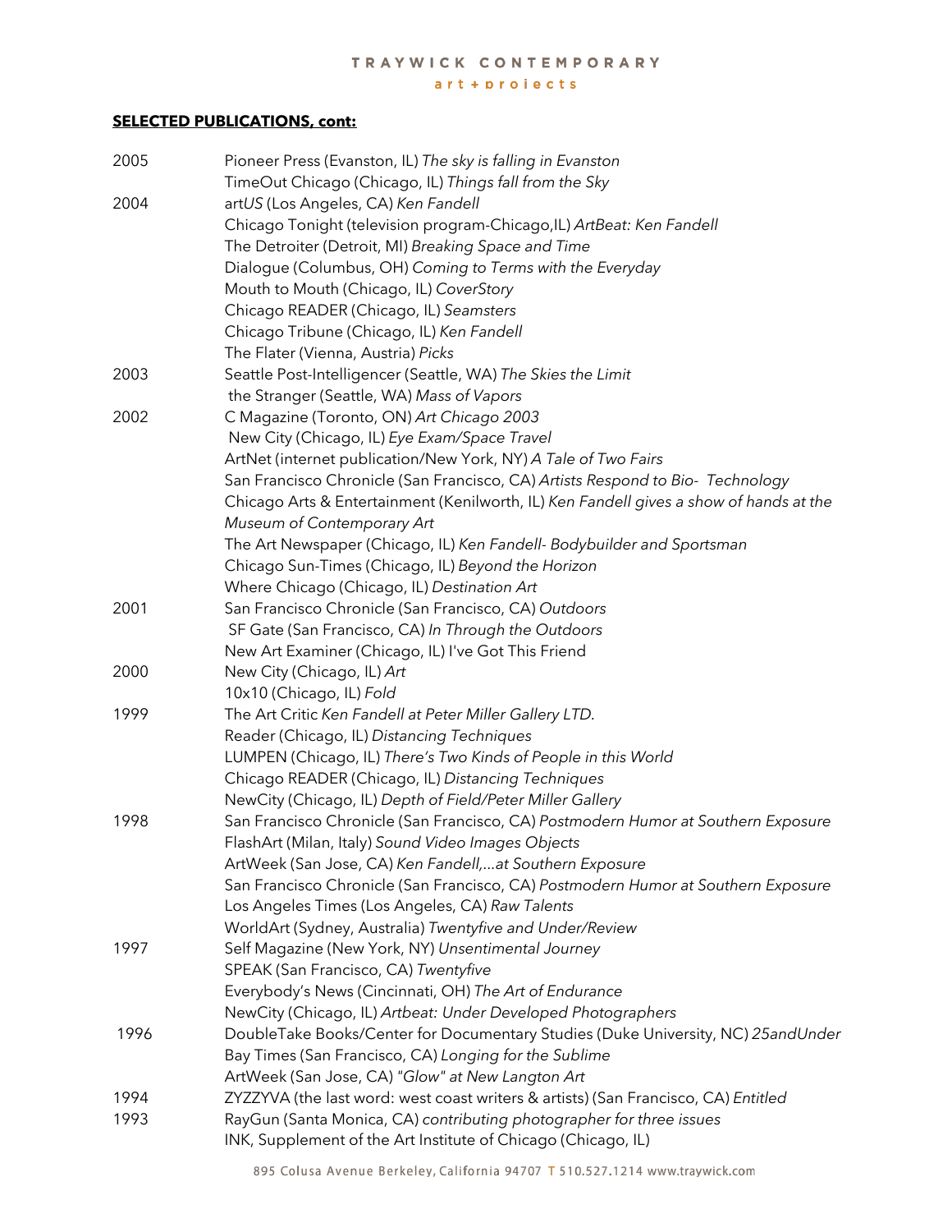**SELECTED PUBLICATIONS, cont:**

| | |
|---|---|
| 2005 | Pioneer Press (Evanston, IL) *The sky is falling in Evanston* |
| | TimeOut Chicago (Chicago, IL) *Things fall from the Sky* |
| 2004 | artUS (Los Angeles, CA) *Ken Fandell* |
| | Chicago Tonight (television program-Chicago,IL) *ArtBeat: Ken Fandell* |
| | The Detroiter (Detroit, MI) *Breaking Space and Time* |
| | Dialogue (Columbus, OH) *Coming to Terms with the Everyday* |
| | Mouth to Mouth (Chicago, IL) *CoverStory* |
| | Chicago READER (Chicago, IL) *Seamsters* |
| | Chicago Tribune (Chicago, IL) *Ken Fandell* |
| | The Flater (Vienna, Austria) *Picks* |
| 2003 | Seattle Post-Intelligencer (Seattle, WA) *The Skies the Limit* |
| | the Stranger (Seattle, WA) *Mass of Vapors* |
| 2002 | C Magazine (Toronto, ON) *Art Chicago 2003* |
| | New City (Chicago, IL) *Eye Exam/Space Travel* |
| | ArtNet (internet publication/New York, NY) *A Tale of Two Fairs* |
| | San Francisco Chronicle (San Francisco, CA) *Artists Respond to Bio- Technology* |
| | Chicago Arts & Entertainment (Kenilworth, IL) *Ken Fandell gives a show of hands at the Museum of Contemporary Art* |
| | The Art Newspaper (Chicago, IL) *Ken Fandell- Bodybuilder and Sportsman* |
| | Chicago Sun-Times (Chicago, IL) *Beyond the Horizon* |
| | Where Chicago (Chicago, IL) *Destination Art* |
| 2001 | San Francisco Chronicle (San Francisco, CA) *Outdoors* |
| | SF Gate (San Francisco, CA) *In Through the Outdoors* |
| | New Art Examiner (Chicago, IL) I've Got This Friend |
| 2000 | New City (Chicago, IL) *Art* |
| | 10x10 (Chicago, IL) *Fold* |
| 1999 | The Art Critic *Ken Fandell at Peter Miller Gallery LTD.* |
| | Reader (Chicago, IL) *Distancing Techniques* |
| | LUMPEN (Chicago, IL) *There's Two Kinds of People in this World* |
| | Chicago READER (Chicago, IL) *Distancing Techniques* |
| | NewCity (Chicago, IL) *Depth of Field/Peter Miller Gallery* |
| 1998 | San Francisco Chronicle (San Francisco, CA) *Postmodern Humor at Southern Exposure* |
| | FlashArt (Milan, Italy) *Sound Video Images Objects* |
| | ArtWeek (San Jose, CA) *Ken Fandell,...at Southern Exposure* |
| | San Francisco Chronicle (San Francisco, CA) *Postmodern Humor at Southern Exposure* |
| | Los Angeles Times (Los Angeles, CA) *Raw Talents* |
| | WorldArt (Sydney, Australia) *Twentyfive and Under/Review* |
| 1997 | Self Magazine (New York, NY) *Unsentimental Journey* |
| | SPEAK (San Francisco, CA) *Twentyfive* |
| | Everybody's News (Cincinnati, OH) *The Art of Endurance* |
| | NewCity (Chicago, IL) *Artbeat: Under Developed Photographers* |
| 1996 | DoubleTake Books/Center for Documentary Studies (Duke University, NC) *25andUnder* |
| | Bay Times (San Francisco, CA) *Longing for the Sublime* |
| | ArtWeek (San Jose, CA) *"Glow" at New Langton Art* |
| 1994 | ZYZZYVA (the last word: west coast writers & artists) (San Francisco, CA) *Entitled* |
| 1993 | RayGun (Santa Monica, CA) *contributing photographer for three issues* |
| | INK, Supplement of the Art Institute of Chicago (Chicago, IL) |